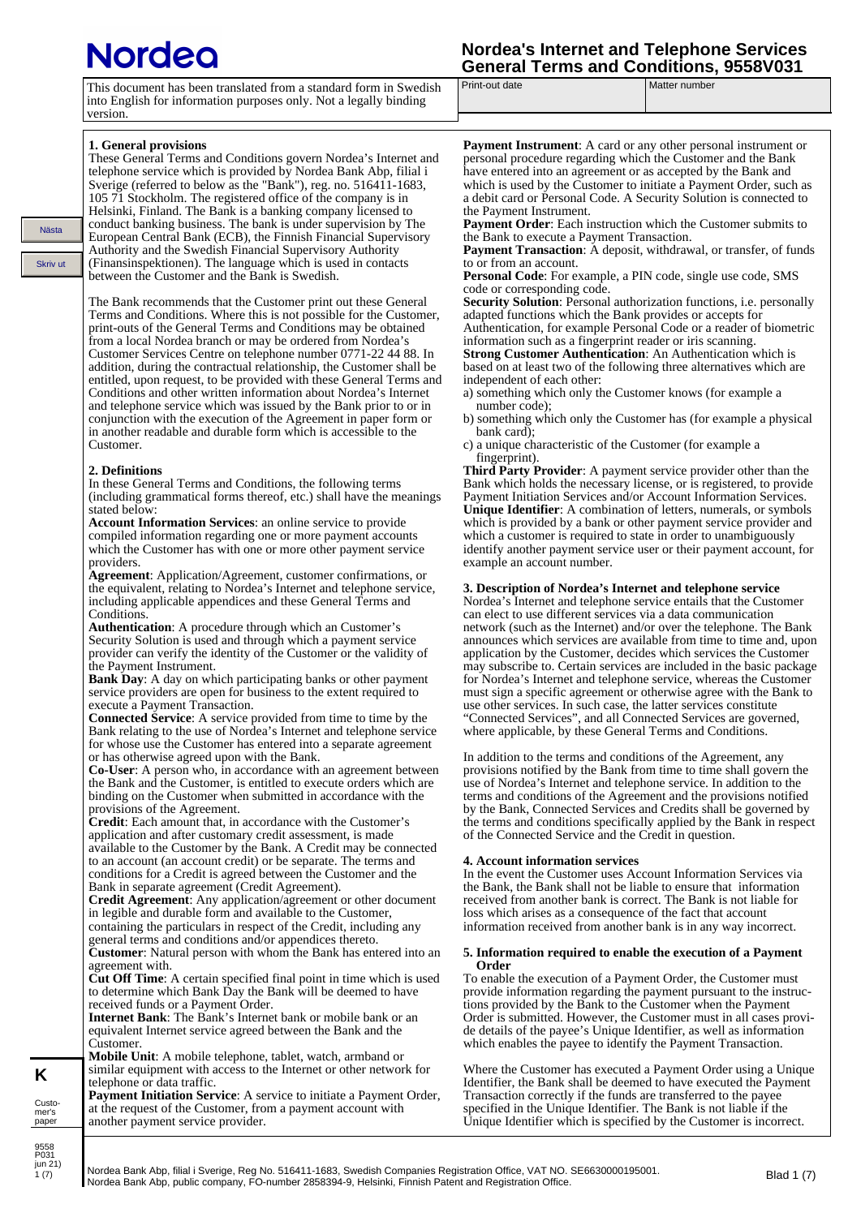# Nordea

## Nordea's Internet and Telephone Services General Terms and Conditions, 9558V031

This document has been translated from a standard form in Swedish into English for information purposes only. Not a legally binding version.

Print-out date | Matter number

### 1. General provisions

These General Terms and Conditions govern Nordea's Internet and telephone service which is provided by Nordea Bank Abp, filial i Sverige (referred to below as the "Bank"), reg. no. 516411-1683, 105 71 Stockholm. The registered office of the company is in Helsinki, Finland. The Bank is a banking company licensed to conduct banking business. The bank is under supervision by The European Central Bank (ECB), the Finnish Financial Supervisory Authority and the Swedish Financial Supervisory Authority (Finansinspektionen). The language which is used in contacts between the Customer and the Bank is Swedish.

The Bank recommends that the Customer print out these General Terms and Conditions. Where this is not possible for the Customer, print-outs of the General Terms and Conditions may be obtained from a local Nordea branch or may be ordered from Nordea's Customer Services Centre on telephone number 0771-22 44 88. In addition, during the contractual relationship, the Customer shall be entitled, upon request, to be provided with these General Terms and Conditions and other written information about Nordea's Internet and telephone service which was issued by the Bank prior to or in conjunction with the execution of the Agreement in paper form or in another readable and durable form which is accessible to the Customer.

### 2. Definitions

In these General Terms and Conditions, the following terms (including grammatical forms thereof, etc.) shall have the meanings stated below:

**Account Information Services**: an online service to provide compiled information regarding one or more payment accounts which the Customer has with one or more other payment service providers.

**Agreement**: Application/Agreement, customer confirmations, or the equivalent, relating to Nordea's Internet and telephone service, including applicable appendices and these General Terms and Conditions.

**Authentication**: A procedure through which an Customer's Security Solution is used and through which a payment service provider can verify the identity of the Customer or the validity of the Payment Instrument.

**Bank Day**: A day on which participating banks or other payment service providers are open for business to the extent required to execute a Payment Transaction.

**Connected Service**: A service provided from time to time by the Bank relating to the use of Nordea's Internet and telephone service for whose use the Customer has entered into a separate agreement or has otherwise agreed upon with the Bank.

**Co-User**: A person who, in accordance with an agreement between the Bank and the Customer, is entitled to execute orders which are binding on the Customer when submitted in accordance with the provisions of the Agreement.

**Credit**: Each amount that, in accordance with the Customer's application and after customary credit assessment, is made available to the Customer by the Bank. A Credit may be connected to an account (an account credit) or be separate. The terms and conditions for a Credit is agreed between the Customer and the Bank in separate agreement (Credit Agreement).

**Credit Agreement**: Any application/agreement or other document in legible and durable form and available to the Customer, containing the particulars in respect of the Credit, including any general terms and conditions and/or appendices thereto.

**Customer**: Natural person with whom the Bank has entered into an agreement with.

**Cut Off Time**: A certain specified final point in time which is used to determine which Bank Day the Bank will be deemed to have received funds or a Payment Order.

**Internet Bank**: The Bank's Internet bank or mobile bank or an equivalent Internet service agreed between the Bank and the Customer.

**Mobile Unit**: A mobile telephone, tablet, watch, armband or similar equipment with access to the Internet or other network for telephone or data traffic.

**Payment Initiation Service**: A service to initiate a Payment Order, at the request of the Customer, from a payment account with another payment service provider.

**Payment Instrument**: A card or any other personal instrument or personal procedure regarding which the Customer and the Bank have entered into an agreement or as accepted by the Bank and which is used by the Customer to initiate a Payment Order, such as a debit card or Personal Code. A Security Solution is connected to the Payment Instrument.

**Payment Order**: Each instruction which the Customer submits to the Bank to execute a Payment Transaction.

**Payment Transaction**: A deposit, withdrawal, or transfer, of funds to or from an account.

**Personal Code**: For example, a PIN code, single use code, SMS code or corresponding code.

**Security Solution**: Personal authorization functions, i.e. personally adapted functions which the Bank provides or accepts for Authentication, for example Personal Code or a reader of biometric information such as a fingerprint reader or iris scanning.

**Strong Customer Authentication**: An Authentication which is based on at least two of the following three alternatives which are independent of each other:

a) something which only the Customer knows (for example a number code);
b) something which only the Customer has (for example a physical bank card);
c) a unique characteristic of the Customer (for example a fingerprint).

**Third Party Provider**: A payment service provider other than the Bank which holds the necessary license, or is registered, to provide Payment Initiation Services and/or Account Information Services.

**Unique Identifier**: A combination of letters, numerals, or symbols which is provided by a bank or other payment service provider and which a customer is required to state in order to unambiguously identify another payment service user or their payment account, for example an account number.

### 3. Description of Nordea's Internet and telephone service

Nordea's Internet and telephone service entails that the Customer can elect to use different services via a data communication network (such as the Internet) and/or over the telephone. The Bank announces which services are available from time to time and, upon application by the Customer, decides which services the Customer may subscribe to. Certain services are included in the basic package for Nordea's Internet and telephone service, whereas the Customer must sign a specific agreement or otherwise agree with the Bank to use other services. In such case, the latter services constitute "Connected Services", and all Connected Services are governed, where applicable, by these General Terms and Conditions.

In addition to the terms and conditions of the Agreement, any provisions notified by the Bank from time to time shall govern the use of Nordea's Internet and telephone service. In addition to the terms and conditions of the Agreement and the provisions notified by the Bank, Connected Services and Credits shall be governed by the terms and conditions specifically applied by the Bank in respect of the Connected Service and the Credit in question.

### 4. Account information services

In the event the Customer uses Account Information Services via the Bank, the Bank shall not be liable to ensure that information received from another bank is correct. The Bank is not liable for loss which arises as a consequence of the fact that account information received from another bank is in any way incorrect.

### 5. Information required to enable the execution of a Payment Order

To enable the execution of a Payment Order, the Customer must provide information regarding the payment pursuant to the instructions provided by the Bank to the Customer when the Payment Order is submitted. However, the Customer must in all cases provide details of the payee's Unique Identifier, as well as information which enables the payee to identify the Payment Transaction.

Where the Customer has executed a Payment Order using a Unique Identifier, the Bank shall be deemed to have executed the Payment Transaction correctly if the funds are transferred to the payee specified in the Unique Identifier. The Bank is not liable if the Unique Identifier which is specified by the Customer is incorrect.

Nordea Bank Abp, filial i Sverige, Reg No. 516411-1683, Swedish Companies Registration Office, VAT NO. SE663000195001.
Nordea Bank Abp, public company, FO-number 2858394-9, Helsinki, Finnish Patent and Registration Office.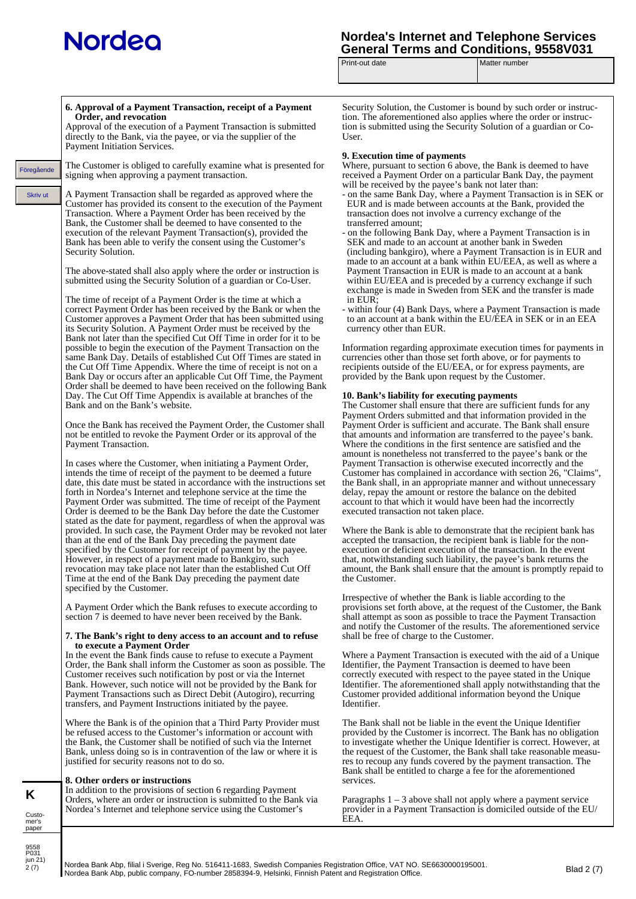### 6. Approval of a Payment Transaction, receipt of a Payment Order, and revocation

Approval of the execution of a Payment Transaction is submitted directly to the Bank, via the payee, or via the supplier of the Payment Initiation Services.

The Customer is obliged to carefully examine what is presented for signing when approving a payment transaction.

A Payment Transaction shall be regarded as approved where the Customer has provided its consent to the execution of the Payment Transaction. Where a Payment Order has been received by the Bank, the Customer shall be deemed to have consented to the execution of the relevant Payment Transaction(s), provided the Bank has been able to verify the consent using the Customer's Security Solution.

The above-stated shall also apply where the order or instruction is submitted using the Security Solution of a guardian or Co-User.

The time of receipt of a Payment Order is the time at which a correct Payment Order has been received by the Bank or when the Customer approves a Payment Order that has been submitted using its Security Solution. A Payment Order must be received by the Bank not later than the specified Cut Off Time in order for it to be possible to begin the execution of the Payment Transaction on the same Bank Day. Details of established Cut Off Times are stated in the Cut Off Time Appendix. Where the time of receipt is not on a Bank Day or occurs after an applicable Cut Off Time, the Payment Order shall be deemed to have been received on the following Bank Day. The Cut Off Time Appendix is available at branches of the Bank and on the Bank's website.

Once the Bank has received the Payment Order, the Customer shall not be entitled to revoke the Payment Order or its approval of the Payment Transaction.

In cases where the Customer, when initiating a Payment Order, intends the time of receipt of the payment to be deemed a future date, this date must be stated in accordance with the instructions set forth in Nordea's Internet and telephone service at the time the Payment Order was submitted. The time of receipt of the Payment Order is deemed to be the Bank Day before the date the Customer stated as the date for payment, regardless of when the approval was provided. In such case, the Payment Order may be revoked not later than at the end of the Bank Day preceding the payment date specified by the Customer for receipt of payment by the payee. However, in respect of a payment made to Bankgiro, such revocation may take place not later than the established Cut Off Time at the end of the Bank Day preceding the payment date specified by the Customer.

A Payment Order which the Bank refuses to execute according to section 7 is deemed to have never been received by the Bank.

### 7. The Bank's right to deny access to an account and to refuse to execute a Payment Order

In the event the Bank finds cause to refuse to execute a Payment Order, the Bank shall inform the Customer as soon as possible. The Customer receives such notification by post or via the Internet Bank. However, such notice will not be provided by the Bank for Payment Transactions such as Direct Debit (Autogiro), recurring transfers, and Payment Instructions initiated by the payee.

Where the Bank is of the opinion that a Third Party Provider must be refused access to the Customer's information or account with the Bank, the Customer shall be notified of such via the Internet Bank, unless doing so is in contravention of the law or where it is justified for security reasons not to do so.

### 8. Other orders or instructions

In addition to the provisions of section 6 regarding Payment Orders, where an order or instruction is submitted to the Bank via Nordea's Internet and telephone service using the Customer's Security Solution, the Customer is bound by such order or instruction. The aforementioned also applies where the order or instruction is submitted using the Security Solution of a guardian or Co-User.

### 9. Execution time of payments

Where, pursuant to section 6 above, the Bank is deemed to have received a Payment Order on a particular Bank Day, the payment will be received by the payee's bank not later than:

- on the same Bank Day, where a Payment Transaction is in SEK or EUR and is made between accounts at the Bank, provided the transaction does not involve a currency exchange of the transferred amount;
- on the following Bank Day, where a Payment Transaction is in SEK and made to an account at another bank in Sweden (including bankgiro), where a Payment Transaction is in EUR and made to an account at a bank within EU/EEA, as well as where a Payment Transaction in EUR is made to an account at a bank within EU/EEA and is preceded by a currency exchange if such exchange is made in Sweden from SEK and the transfer is made in EUR;
- within four (4) Bank Days, where a Payment Transaction is made to an account at a bank within the EU/EEA in SEK or in an EEA currency other than EUR.

Information regarding approximate execution times for payments in currencies other than those set forth above, or for payments to recipients outside of the EU/EEA, or for express payments, are provided by the Bank upon request by the Customer.

### 10. Bank's liability for executing payments

The Customer shall ensure that there are sufficient funds for any Payment Orders submitted and that information provided in the Payment Order is sufficient and accurate. The Bank shall ensure that amounts and information are transferred to the payee's bank. Where the conditions in the first sentence are satisfied and the amount is nonetheless not transferred to the payee's bank or the Payment Transaction is otherwise executed incorrectly and the Customer has complained in accordance with section 26, "Claims", the Bank shall, in an appropriate manner and without unnecessary delay, repay the amount or restore the balance on the debited account to that which it would have been had the incorrectly executed transaction not taken place.

Where the Bank is able to demonstrate that the recipient bank has accepted the transaction, the recipient bank is liable for the non-execution or deficient execution of the transaction. In the event that, notwithstanding such liability, the payee's bank returns the amount, the Bank shall ensure that the amount is promptly repaid to the Customer.

Irrespective of whether the Bank is liable according to the provisions set forth above, at the request of the Customer, the Bank shall attempt as soon as possible to trace the Payment Transaction and notify the Customer of the results. The aforementioned service shall be free of charge to the Customer.

Where a Payment Transaction is executed with the aid of a Unique Identifier, the Payment Transaction is deemed to have been correctly executed with respect to the payee stated in the Unique Identifier. The aforementioned shall apply notwithstanding that the Customer provided additional information beyond the Unique Identifier.

The Bank shall not be liable in the event the Unique Identifier provided by the Customer is incorrect. The Bank has no obligation to investigate whether the Unique Identifier is correct. However, at the request of the Customer, the Bank shall take reasonable measures to recoup any funds covered by the payment transaction. The Bank shall be entitled to charge a fee for the aforementioned services.

Paragraphs 1 – 3 above shall not apply where a payment service provider in a Payment Transaction is domiciled outside of the EU/EEA.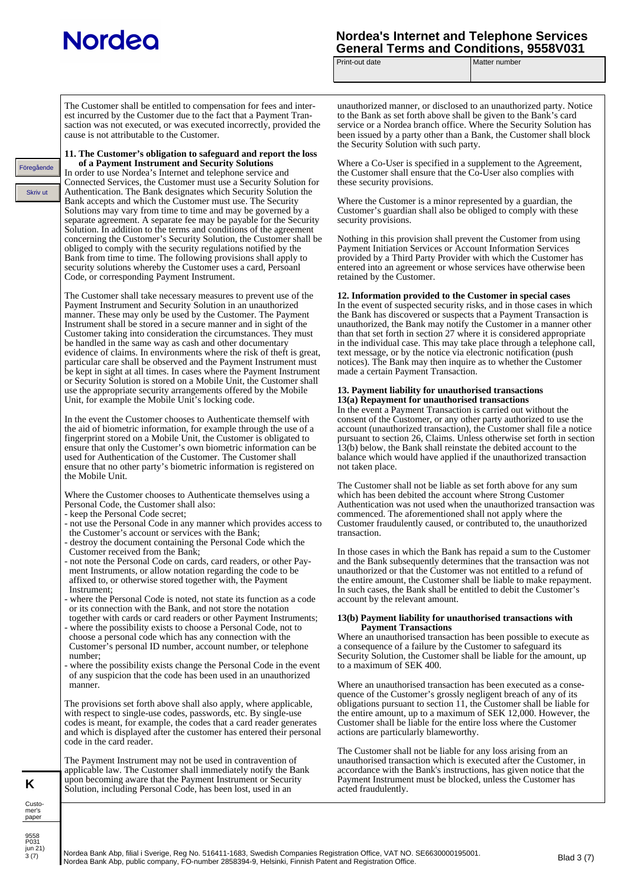The Customer shall be entitled to compensation for fees and interest incurred by the Customer due to the fact that a Payment Transaction was not executed, or was executed incorrectly, provided the cause is not attributable to the Customer.

### 11. The Customer's obligation to safeguard and report the loss of a Payment Instrument and Security Solutions

In order to use Nordea's Internet and telephone service and Connected Services, the Customer must use a Security Solution for Authentication. The Bank designates which Security Solution the Bank accepts and which the Customer must use. The Security Solutions may vary from time to time and may be governed by a separate agreement. A separate fee may be payable for the Security Solution. In addition to the terms and conditions of the agreement concerning the Customer's Security Solution, the Customer shall be obliged to comply with the security regulations notified by the Bank from time to time. The following provisions shall apply to security solutions whereby the Customer uses a card, Persoanl Code, or corresponding Payment Instrument.

The Customer shall take necessary measures to prevent use of the Payment Instrument and Security Solution in an unauthorized manner. These may only be used by the Customer. The Payment Instrument shall be stored in a secure manner and in sight of the Customer taking into consideration the circumstances. They must be handled in the same way as cash and other documentary evidence of claims. In environments where the risk of theft is great, particular care shall be observed and the Payment Instrument must be kept in sight at all times. In cases where the Payment Instrument or Security Solution is stored on a Mobile Unit, the Customer shall use the appropriate security arrangements offered by the Mobile Unit, for example the Mobile Unit's locking code.

In the event the Customer chooses to Authenticate themself with the aid of biometric information, for example through the use of a fingerprint stored on a Mobile Unit, the Customer is obligated to ensure that only the Customer's own biometric information can be used for Authentication of the Customer. The Customer shall ensure that no other party's biometric information is registered on the Mobile Unit.

Where the Customer chooses to Authenticate themselves using a Personal Code, the Customer shall also:

- keep the Personal Code secret;
- not use the Personal Code in any manner which provides access to the Customer's account or services with the Bank;
- destroy the document containing the Personal Code which the Customer received from the Bank;
- not note the Personal Code on cards, card readers, or other Payment Instruments, or allow notation regarding the code to be affixed to, or otherwise stored together with, the Payment Instrument;
- where the Personal Code is noted, not state its function as a code or its connection with the Bank, and not store the notation together with cards or card readers or other Payment Instruments;
- where the possibility exists to choose a Personal Code, not to choose a personal code which has any connection with the Customer's personal ID number, account number, or telephone number;
- where the possibility exists change the Personal Code in the event of any suspicion that the code has been used in an unauthorized manner.

The provisions set forth above shall also apply, where applicable, with respect to single-use codes, passwords, etc. By single-use codes is meant, for example, the codes that a card reader generates and which is displayed after the customer has entered their personal code in the card reader.

The Payment Instrument may not be used in contravention of applicable law. The Customer shall immediately notify the Bank upon becoming aware that the Payment Instrument or Security Solution, including Personal Code, has been lost, used in an unauthorized manner, or disclosed to an unauthorized party. Notice to the Bank as set forth above shall be given to the Bank's card service or a Nordea branch office. Where the Security Solution has been issued by a party other than a Bank, the Customer shall block the Security Solution with such party.

Where a Co-User is specified in a supplement to the Agreement, the Customer shall ensure that the Co-User also complies with these security provisions.

Where the Customer is a minor represented by a guardian, the Customer's guardian shall also be obliged to comply with these security provisions.

Nothing in this provision shall prevent the Customer from using Payment Initiation Services or Account Information Services provided by a Third Party Provider with which the Customer has entered into an agreement or whose services have otherwise been retained by the Customer.

### 12. Information provided to the Customer in special cases

In the event of suspected security risks, and in those cases in which the Bank has discovered or suspects that a Payment Transaction is unauthorized, the Bank may notify the Customer in a manner other than that set forth in section 27 where it is considered appropriate in the individual case. This may take place through a telephone call, text message, or by the notice via electronic notification (push notices). The Bank may then inquire as to whether the Customer made a certain Payment Transaction.

### 13. Payment liability for unauthorised transactions

#### 13(a) Repayment for unauthorised transactions

In the event a Payment Transaction is carried out without the consent of the Customer, or any other party authorized to use the account (unauthorized transaction), the Customer shall file a notice pursuant to section 26, Claims. Unless otherwise set forth in section 13(b) below, the Bank shall reinstate the debited account to the balance which would have applied if the unauthorized transaction not taken place.

The Customer shall not be liable as set forth above for any sum which has been debited the account where Strong Customer Authentication was not used when the unauthorized transaction was commenced. The aforementioned shall not apply where the Customer fraudulently caused, or contributed to, the unauthorized transaction.

In those cases in which the Bank has repaid a sum to the Customer and the Bank subsequently determines that the transaction was not unauthorized or that the Customer was not entitled to a refund of the entire amount, the Customer shall be liable to make repayment. In such cases, the Bank shall be entitled to debit the Customer's account by the relevant amount.

#### 13(b) Payment liability for unauthorised transactions with Payment Transactions

Where an unauthorised transaction has been possible to execute as a consequence of a failure by the Customer to safeguard its Security Solution, the Customer shall be liable for the amount, up to a maximum of SEK 400.

Where an unauthorised transaction has been executed as a consequence of the Customer's grossly negligent breach of any of its obligations pursuant to section 11, the Customer shall be liable for the entire amount, up to a maximum of SEK 12,000. However, the Customer shall be liable for the entire loss where the Customer actions are particularly blameworthy.

The Customer shall not be liable for any loss arising from an unauthorised transaction which is executed after the Customer, in accordance with the Bank's instructions, has given notice that the Payment Instrument must be blocked, unless the Customer has acted fraudulently.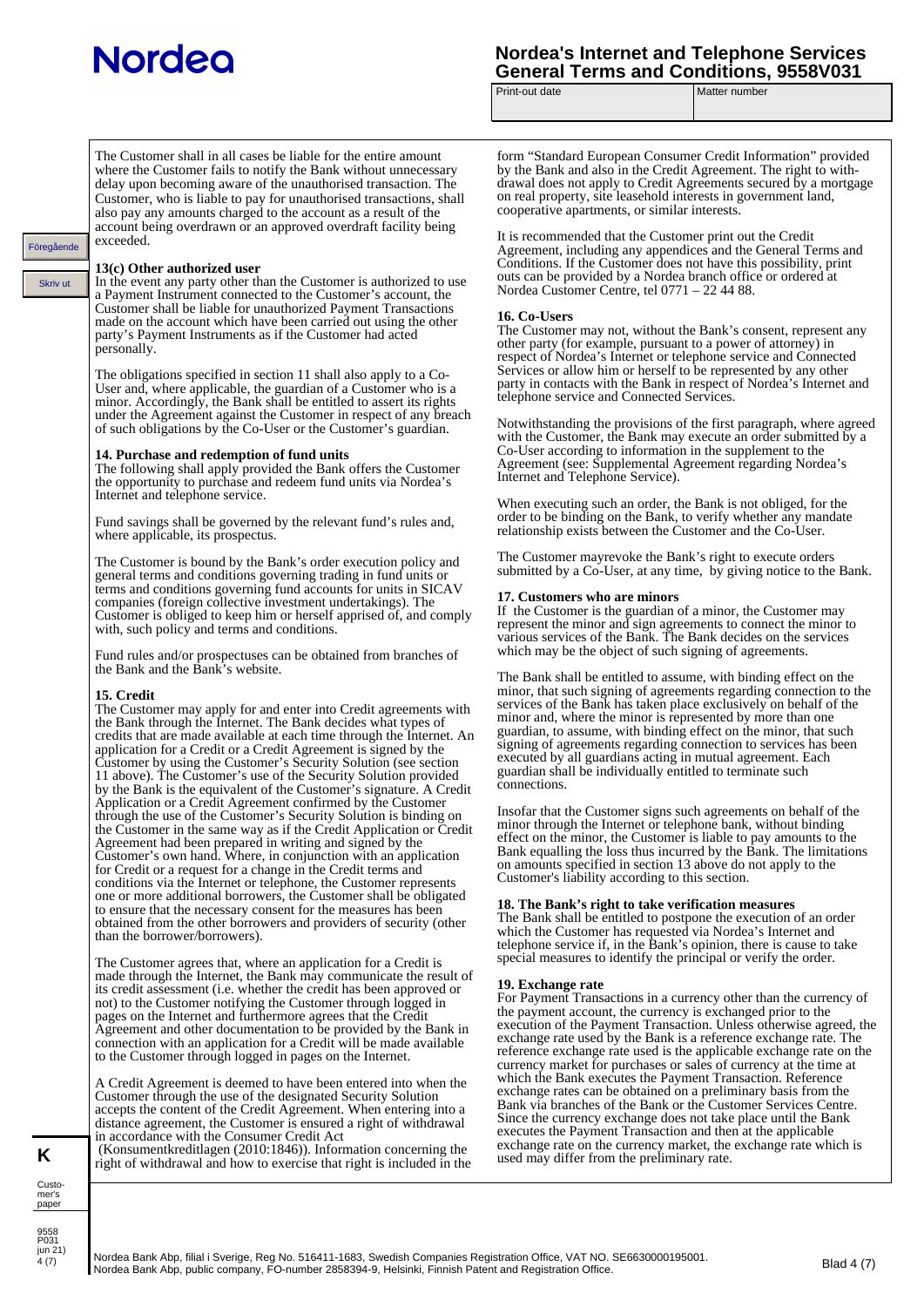The Customer shall in all cases be liable for the entire amount where the Customer fails to notify the Bank without unnecessary delay upon becoming aware of the unauthorised transaction. The Customer, who is liable to pay for unauthorised transactions, shall also pay any amounts charged to the account as a result of the account being overdrawn or an approved overdraft facility being exceeded.

**13(c) Other authorized user**
In the event any party other than the Customer is authorized to use a Payment Instrument connected to the Customer's account, the Customer shall be liable for unauthorized Payment Transactions made on the account which have been carried out using the other party's Payment Instruments as if the Customer had acted personally.

The obligations specified in section 11 shall also apply to a Co-User and, where applicable, the guardian of a Customer who is a minor. Accordingly, the Bank shall be entitled to assert its rights under the Agreement against the Customer in respect of any breach of such obligations by the Co-User or the Customer's guardian.

## 14. Purchase and redemption of fund units

The following shall apply provided the Bank offers the Customer the opportunity to purchase and redeem fund units via Nordea's Internet and telephone service.

Fund savings shall be governed by the relevant fund's rules and, where applicable, its prospectus.

The Customer is bound by the Bank's order execution policy and general terms and conditions governing trading in fund units or terms and conditions governing fund accounts for units in SICAV companies (foreign collective investment undertakings). The Customer is obliged to keep him or herself apprised of, and comply with, such policy and terms and conditions.

Fund rules and/or prospectuses can be obtained from branches of the Bank and the Bank's website.

## 15. Credit

The Customer may apply for and enter into Credit agreements with the Bank through the Internet. The Bank decides what types of credits that are made available at each time through the Internet. An application for a Credit or a Credit Agreement is signed by the Customer by using the Customer's Security Solution (see section 11 above). The Customer's use of the Security Solution provided by the Bank is the equivalent of the Customer's signature. A Credit Application or a Credit Agreement confirmed by the Customer through the use of the Customer's Security Solution is binding on the Customer in the same way as if the Credit Application or Credit Agreement had been prepared in writing and signed by the Customer's own hand. Where, in conjunction with an application for Credit or a request for a change in the Credit terms and conditions via the Internet or telephone, the Customer represents one or more additional borrowers, the Customer shall be obligated to ensure that the necessary consent for the measures has been obtained from the other borrowers and providers of security (other than the borrower/borrowers).

The Customer agrees that, where an application for a Credit is made through the Internet, the Bank may communicate the result of its credit assessment (i.e. whether the credit has been approved or not) to the Customer notifying the Customer through logged in pages on the Internet and furthermore agrees that the Credit Agreement and other documentation to be provided by the Bank in connection with an application for a Credit will be made available to the Customer through logged in pages on the Internet.

A Credit Agreement is deemed to have been entered into when the Customer through the use of the designated Security Solution accepts the content of the Credit Agreement. When entering into a distance agreement, the Customer is ensured a right of withdrawal in accordance with the Consumer Credit Act (Konsumentkreditlagen (2010:1846)). Information concerning the right of withdrawal and how to exercise that right is included in the form "Standard European Consumer Credit Information" provided by the Bank and also in the Credit Agreement. The right to withdrawal does not apply to Credit Agreements secured by a mortgage on real property, site leasehold interests in government land, cooperative apartments, or similar interests.

It is recommended that the Customer print out the Credit Agreement, including any appendices and the General Terms and Conditions. If the Customer does not have this possibility, print outs can be provided by a Nordea branch office or ordered at Nordea Customer Centre, tel 0771 – 22 44 88.

## 16. Co-Users

The Customer may not, without the Bank's consent, represent any other party (for example, pursuant to a power of attorney) in respect of Nordea's Internet or telephone service and Connected Services or allow him or herself to be represented by any other party in contacts with the Bank in respect of Nordea's Internet and telephone service and Connected Services.

Notwithstanding the provisions of the first paragraph, where agreed with the Customer, the Bank may execute an order submitted by a Co-User according to information in the supplement to the Agreement (see: Supplemental Agreement regarding Nordea's Internet and Telephone Service).

When executing such an order, the Bank is not obliged, for the order to be binding on the Bank, to verify whether any mandate relationship exists between the Customer and the Co-User.

The Customer mayrevoke the Bank's right to execute orders submitted by a Co-User, at any time, by giving notice to the Bank.

## 17. Customers who are minors

If the Customer is the guardian of a minor, the Customer may represent the minor and sign agreements to connect the minor to various services of the Bank. The Bank decides on the services which may be the object of such signing of agreements.

The Bank shall be entitled to assume, with binding effect on the minor, that such signing of agreements regarding connection to the services of the Bank has taken place exclusively on behalf of the minor and, where the minor is represented by more than one guardian, to assume, with binding effect on the minor, that such signing of agreements regarding connection to services has been executed by all guardians acting in mutual agreement. Each guardian shall be individually entitled to terminate such connections.

Insofar that the Customer signs such agreements on behalf of the minor through the Internet or telephone bank, without binding effect on the minor, the Customer is liable to pay amounts to the Bank equalling the loss thus incurred by the Bank. The limitations on amounts specified in section 13 above do not apply to the Customer's liability according to this section.

## 18. The Bank's right to take verification measures

The Bank shall be entitled to postpone the execution of an order which the Customer has requested via Nordea's Internet and telephone service if, in the Bank's opinion, there is cause to take special measures to identify the principal or verify the order.

## 19. Exchange rate

For Payment Transactions in a currency other than the currency of the payment account, the currency is exchanged prior to the execution of the Payment Transaction. Unless otherwise agreed, the exchange rate used by the Bank is a reference exchange rate. The reference exchange rate used is the applicable exchange rate on the currency market for purchases or sales of currency at the time at which the Bank executes the Payment Transaction. Reference exchange rates can be obtained on a preliminary basis from the Bank via branches of the Bank or the Customer Services Centre. Since the currency exchange does not take place until the Bank executes the Payment Transaction and then at the applicable exchange rate on the currency market, the exchange rate which is used may differ from the preliminary rate.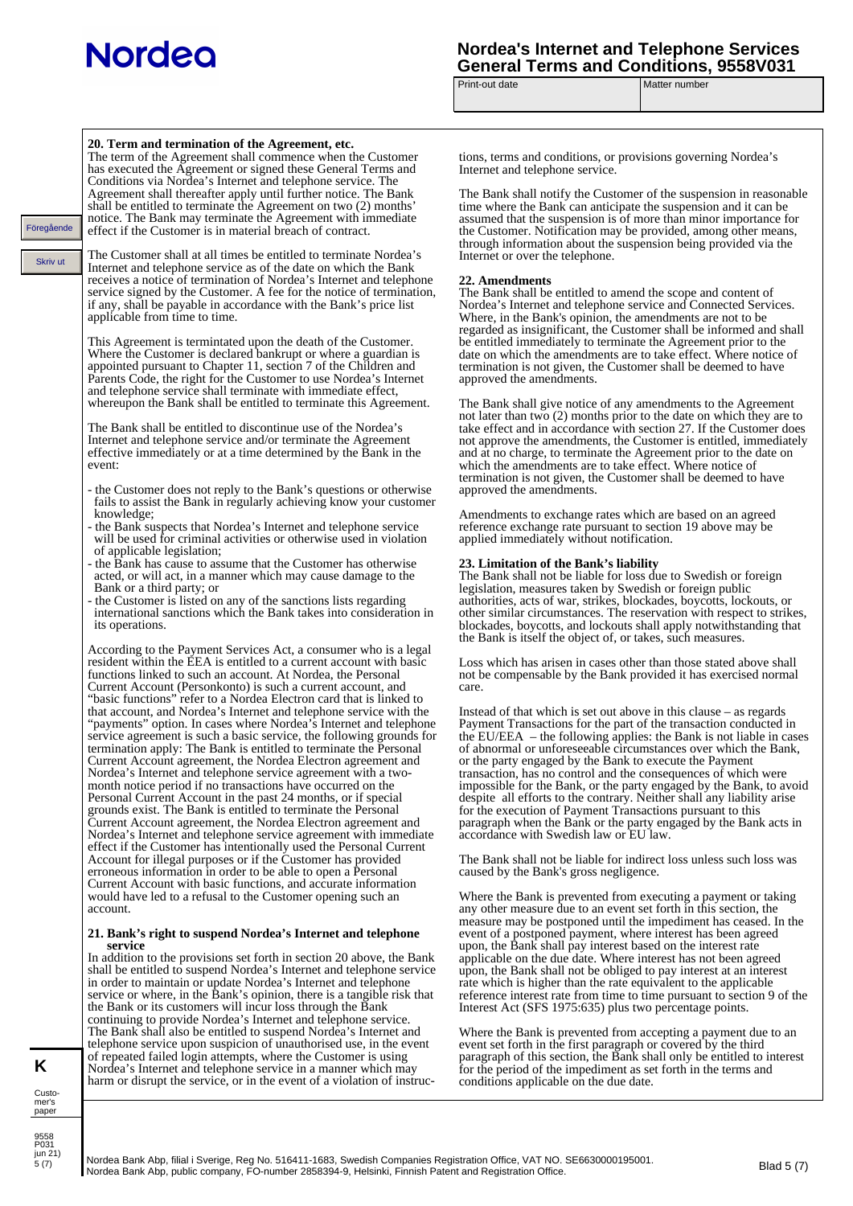### 20. Term and termination of the Agreement, etc.

The term of the Agreement shall commence when the Customer has executed the Agreement or signed these General Terms and Conditions via Nordea's Internet and telephone service. The Agreement shall thereafter apply until further notice. The Bank shall be entitled to terminate the Agreement on two (2) months' notice. The Bank may terminate the Agreement with immediate effect if the Customer is in material breach of contract.

The Customer shall at all times be entitled to terminate Nordea's Internet and telephone service as of the date on which the Bank receives a notice of termination of Nordea's Internet and telephone service signed by the Customer. A fee for the notice of termination, if any, shall be payable in accordance with the Bank's price list applicable from time to time.

This Agreement is termintated upon the death of the Customer. Where the Customer is declared bankrupt or where a guardian is appointed pursuant to Chapter 11, section 7 of the Children and Parents Code, the right for the Customer to use Nordea's Internet and telephone service shall terminate with immediate effect, whereupon the Bank shall be entitled to terminate this Agreement.

The Bank shall be entitled to discontinue use of the Nordea's Internet and telephone service and/or terminate the Agreement effective immediately or at a time determined by the Bank in the event:

- the Customer does not reply to the Bank's questions or otherwise fails to assist the Bank in regularly achieving know your customer knowledge;
- the Bank suspects that Nordea's Internet and telephone service will be used for criminal activities or otherwise used in violation of applicable legislation;
- the Bank has cause to assume that the Customer has otherwise acted, or will act, in a manner which may cause damage to the Bank or a third party; or
- the Customer is listed on any of the sanctions lists regarding international sanctions which the Bank takes into consideration in its operations.

According to the Payment Services Act, a consumer who is a legal resident within the EEA is entitled to a current account with basic functions linked to such an account. At Nordea, the Personal Current Account (Personkonto) is such a current account, and "basic functions" refer to a Nordea Electron card that is linked to that account, and Nordea's Internet and telephone service with the "payments" option. In cases where Nordea's Internet and telephone service agreement is such a basic service, the following grounds for termination apply: The Bank is entitled to terminate the Personal Current Account agreement, the Nordea Electron agreement and Nordea's Internet and telephone service agreement with a two-month notice period if no transactions have occurred on the Personal Current Account in the past 24 months, or if special grounds exist. The Bank is entitled to terminate the Personal Current Account agreement, the Nordea Electron agreement and Nordea's Internet and telephone service agreement with immediate effect if the Customer has intentionally used the Personal Current Account for illegal purposes or if the Customer has provided erroneous information in order to be able to open a Personal Current Account with basic functions, and accurate information would have led to a refusal to the Customer opening such an account.

### 21. Bank's right to suspend Nordea's Internet and telephone service

In addition to the provisions set forth in section 20 above, the Bank shall be entitled to suspend Nordea's Internet and telephone service in order to maintain or update Nordea's Internet and telephone service or where, in the Bank's opinion, there is a tangible risk that the Bank or its customers will incur loss through the Bank continuing to provide Nordea's Internet and telephone service. The Bank shall also be entitled to suspend Nordea's Internet and telephone service upon suspicion of unauthorised use, in the event of repeated failed login attempts, where the Customer is using Nordea's Internet and telephone service in a manner which may harm or disrupt the service, or in the event of a violation of instructions, terms and conditions, or provisions governing Nordea's Internet and telephone service.

The Bank shall notify the Customer of the suspension in reasonable time where the Bank can anticipate the suspension and it can be assumed that the suspension is of more than minor importance for the Customer. Notification may be provided, among other means, through information about the suspension being provided via the Internet or over the telephone.

### 22. Amendments

The Bank shall be entitled to amend the scope and content of Nordea's Internet and telephone service and Connected Services. Where, in the Bank's opinion, the amendments are not to be regarded as insignificant, the Customer shall be informed and shall be entitled immediately to terminate the Agreement prior to the date on which the amendments are to take effect. Where notice of termination is not given, the Customer shall be deemed to have approved the amendments.

The Bank shall give notice of any amendments to the Agreement not later than two (2) months prior to the date on which they are to take effect and in accordance with section 27. If the Customer does not approve the amendments, the Customer is entitled, immediately and at no charge, to terminate the Agreement prior to the date on which the amendments are to take effect. Where notice of termination is not given, the Customer shall be deemed to have approved the amendments.

Amendments to exchange rates which are based on an agreed reference exchange rate pursuant to section 19 above may be applied immediately without notification.

### 23. Limitation of the Bank's liability

The Bank shall not be liable for loss due to Swedish or foreign legislation, measures taken by Swedish or foreign public authorities, acts of war, strikes, blockades, boycotts, lockouts, or other similar circumstances. The reservation with respect to strikes, blockades, boycotts, and lockouts shall apply notwithstanding that the Bank is itself the object of, or takes, such measures.

Loss which has arisen in cases other than those stated above shall not be compensable by the Bank provided it has exercised normal care.

Instead of that which is set out above in this clause – as regards Payment Transactions for the part of the transaction conducted in the EU/EEA – the following applies: the Bank is not liable in cases of abnormal or unforeseeable circumstances over which the Bank, or the party engaged by the Bank to execute the Payment transaction, has no control and the consequences of which were impossible for the Bank, or the party engaged by the Bank, to avoid despite all efforts to the contrary. Neither shall any liability arise for the execution of Payment Transactions pursuant to this paragraph when the Bank or the party engaged by the Bank acts in accordance with Swedish law or EU law.

The Bank shall not be liable for indirect loss unless such loss was caused by the Bank's gross negligence.

Where the Bank is prevented from executing a payment or taking any other measure due to an event set forth in the first paragraph in this section, the measure may be postponed until the impediment has ceased. In the event of a postponed payment, where interest has been agreed upon, the Bank shall pay interest based on the interest rate applicable on the due date. Where interest has not been agreed upon, the Bank shall not be obliged to pay interest at an interest rate which is higher than the rate equivalent to the applicable reference interest rate from time to time pursuant to section 9 of the Interest Act (SFS 1975:635) plus two percentage points.

Where the Bank is prevented from accepting a payment due to an event set forth in the first paragraph or covered by the third paragraph of this section, the Bank shall only be entitled to interest for the period of the impediment as set forth in the terms and conditions applicable on the due date.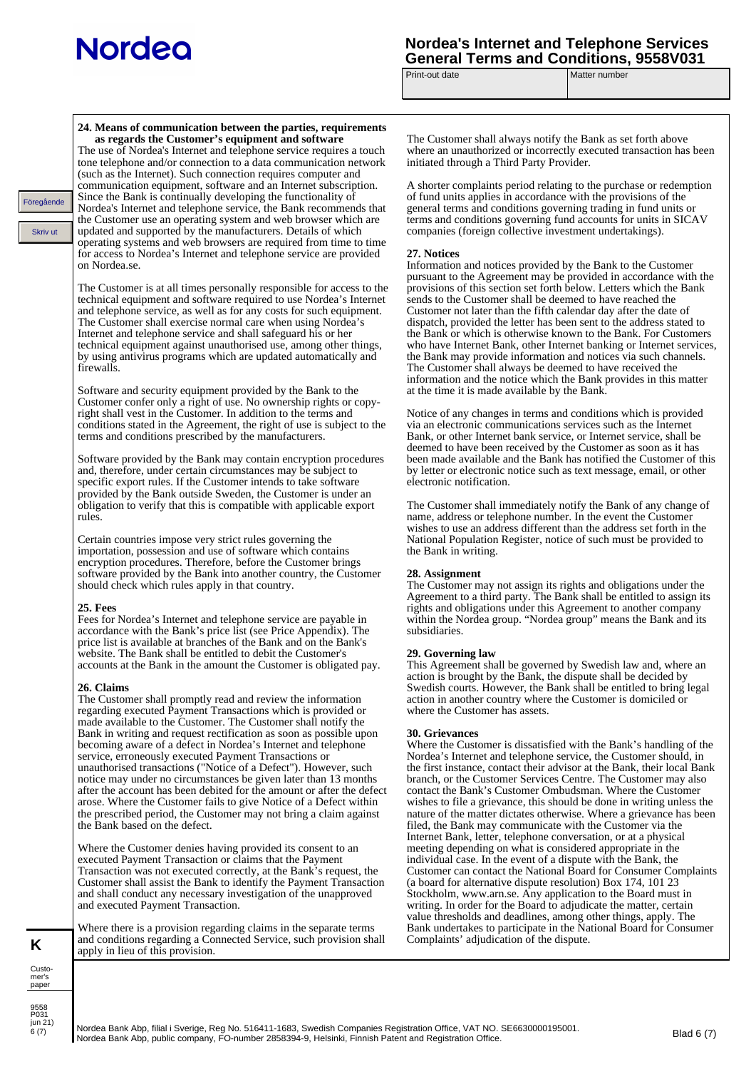## 24. Means of communication between the parties, requirements as regards the Customer's equipment and software

The use of Nordea's Internet and telephone service requires a touch tone telephone and/or connection to a data communication network (such as the Internet). Such connection requires computer and communication equipment, software and an Internet subscription. Since the Bank is continually developing the functionality of Nordea's Internet and telephone service, the Bank recommends that the Customer use an operating system and web browser which are updated and supported by the manufacturers. Details of which operating systems and web browsers are required from time to time for access to Nordea's Internet and telephone service are provided on Nordea.se.

The Customer is at all times personally responsible for access to the technical equipment and software required to use Nordea's Internet and telephone service, as well as for any costs for such equipment. The Customer shall exercise normal care when using Nordea's Internet and telephone service and shall safeguard his or her technical equipment against unauthorised use, among other things, by using antivirus programs which are updated automatically and firewalls.

Software and security equipment provided by the Bank to the Customer confer only a right of use. No ownership rights or copyright shall vest in the Customer. In addition to the terms and conditions stated in the Agreement, the right of use is subject to the terms and conditions prescribed by the manufacturers.

Software provided by the Bank may contain encryption procedures and, therefore, under certain circumstances may be subject to specific export rules. If the Customer intends to take software provided by the Bank outside Sweden, the Customer is under an obligation to verify that this is compatible with applicable export rules.

Certain countries impose very strict rules governing the importation, possession and use of software which contains encryption procedures. Therefore, before the Customer brings software provided by the Bank into another country, the Customer should check which rules apply in that country.

## 25. Fees

Fees for Nordea's Internet and telephone service are payable in accordance with the Bank's price list (see Price Appendix). The price list is available at branches of the Bank and on the Bank's website. The Bank shall be entitled to debit the Customer's accounts at the Bank in the amount the Customer is obligated pay.

## 26. Claims

The Customer shall promptly read and review the information regarding executed Payment Transactions which is provided or made available to the Customer. The Customer shall notify the Bank in writing and request rectification as soon as possible upon becoming aware of a defect in Nordea's Internet and telephone service, erroneously executed Payment Transactions or unauthorised transactions ("Notice of a Defect"). However, such notice may under no circumstances be given later than 13 months after the account has been debited for the amount or after the defect arose. Where the Customer fails to give Notice of a Defect within the prescribed period, the Customer may not bring a claim against the Bank based on the defect.

Where the Customer denies having provided its consent to an executed Payment Transaction or claims that the Payment Transaction was not executed correctly, at the Bank's request, the Customer shall assist the Bank to identify the Payment Transaction and shall conduct any necessary investigation of the unapproved and executed Payment Transaction.

Where there is a provision regarding claims in the separate terms and conditions regarding a Connected Service, such provision shall apply in lieu of this provision.

The Customer shall always notify the Bank as set forth above where an unauthorized or incorrectly executed transaction has been initiated through a Third Party Provider.

A shorter complaints period relating to the purchase or redemption of fund units applies in accordance with the provisions of the general terms and conditions governing trading in fund units or terms and conditions governing fund accounts for units in SICAV companies (foreign collective investment undertakings).

## 27. Notices

Information and notices provided by the Bank to the Customer pursuant to the Agreement may be provided in accordance with the provisions of this section set forth below. Letters which the Bank sends to the Customer shall be deemed to have reached the Customer not later than the fifth calendar day after the date of dispatch, provided the letter has been sent to the address stated to the Bank or which is otherwise known to the Bank. For Customers who have Internet Bank, other Internet banking or Internet services, the Bank may provide information and notices via such channels. The Customer shall always be deemed to have received the information and the notice which the Bank provides in this matter at the time it is made available by the Bank.

Notice of any changes in terms and conditions which is provided via an electronic communications services such as the Internet Bank, or other Internet bank service, or Internet service, shall be deemed to have been received by the Customer as soon as it has been made available and the Bank has notified the Customer of this by letter or electronic notice such as text message, email, or other electronic notification.

The Customer shall immediately notify the Bank of any change of name, address or telephone number. In the event the Customer wishes to use an address different than the address set forth in the National Population Register, notice of such must be provided to the Bank in writing.

## 28. Assignment

The Customer may not assign its rights and obligations under the Agreement to a third party. The Bank shall be entitled to assign its rights and obligations under this Agreement to another company within the Nordea group. "Nordea group" means the Bank and its subsidiaries.

## 29. Governing law

This Agreement shall be governed by Swedish law and, where an action is brought by the Bank, the dispute shall be decided by Swedish courts. However, the Bank shall be entitled to bring legal action in another country where the Customer is domiciled or where the Customer has assets.

## 30. Grievances

Where the Customer is dissatisfied with the Bank's handling of the Nordea's Internet and telephone service, the Customer should, in the first instance, contact their advisor at the Bank, their local Bank branch, or the Customer Services Centre. The Customer may also contact the Bank's Customer Ombudsman. Where the Customer wishes to file a grievance, this should be done in writing unless the nature of the matter dictates otherwise. Where a grievance has been filed, the Bank may communicate with the Customer via the Internet Bank, letter, telephone conversation, or at a physical meeting depending on what is considered appropriate in the individual case. In the event of a dispute with the Bank, the Customer can contact the National Board for Consumer Complaints (a board for alternative dispute resolution) Box 174, 101 23 Stockholm, www.arn.se. Any application to the Board must in writing. In order for the Board to adjudicate the matter, certain value thresholds and deadlines, among other things, apply. The Bank undertakes to participate in the National Board for Consumer Complaints' adjudication of the dispute.

Nordea Bank Abp, filial i Sverige, Reg No. 516411-1683, Swedish Companies Registration Office, VAT NO. SE6630000195001.
Nordea Bank Abp, public company, FO-number 2858394-9, Helsinki, Finnish Patent and Registration Office.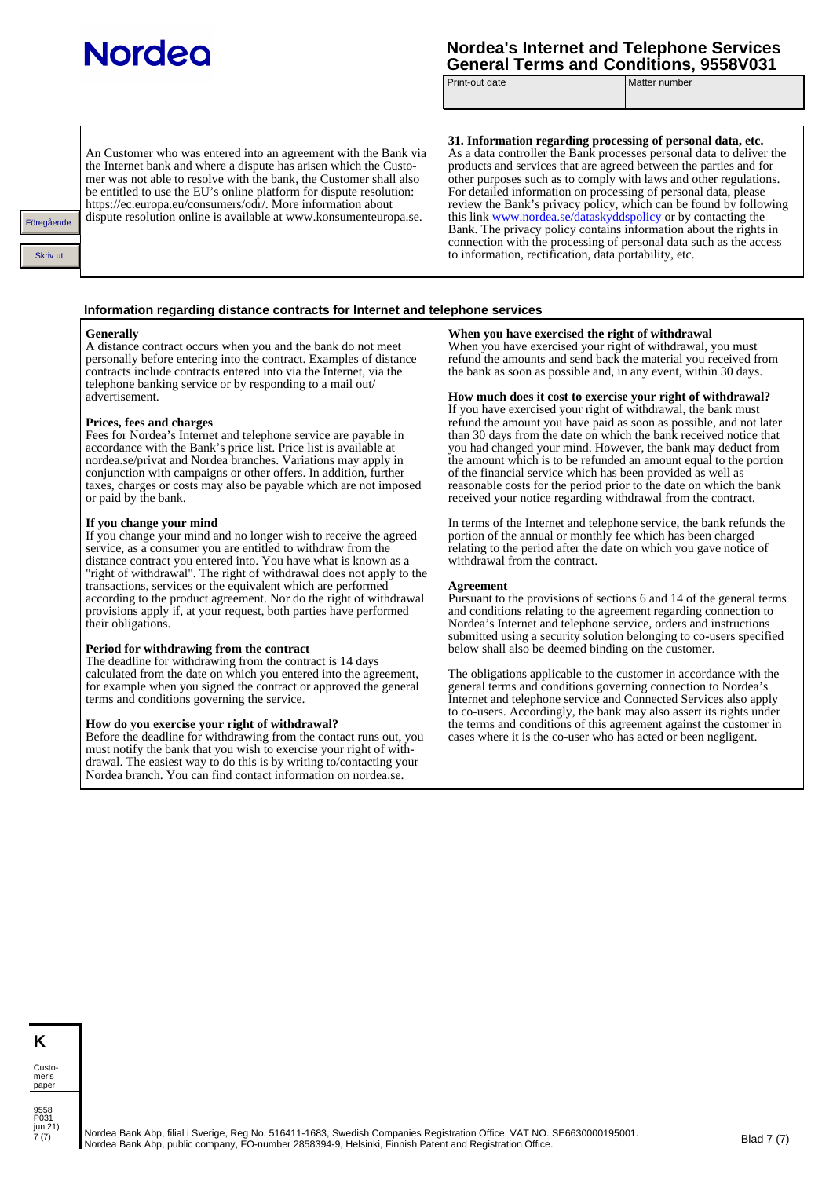An Customer who was entered into an agreement with the Bank via the Internet bank and where a dispute has arisen which the Customer was not able to resolve with the bank, the Customer shall also be entitled to use the EU's online platform for dispute resolution: https://ec.europa.eu/consumers/odr/. More information about dispute resolution online is available at www.konsumenteuropa.se.

**31. Information regarding processing of personal data, etc.**
As a data controller the Bank processes personal data to deliver the products and services that are agreed between the parties and for other purposes such as to comply with laws and other regulations. For detailed information on processing of personal data, please review the Bank's privacy policy, which can be found by following this link www.nordea.se/dataskyddspolicy or by contacting the Bank. The privacy policy contains information about the rights in connection with the processing of personal data such as the access to information, rectification, data portability, etc.

## Information regarding distance contracts for Internet and telephone services

**Generally**
A distance contract occurs when you and the bank do not meet personally before entering into the contract. Examples of distance contracts include contracts entered into via the Internet, via the telephone banking service or by responding to a mail out/ advertisement.

**Prices, fees and charges**
Fees for Nordea's Internet and telephone service are payable in accordance with the Bank's price list. Price list is available at nordea.se/privat and Nordea branches. Variations may apply in conjunction with campaigns or other offers. In addition, further taxes, charges or costs may also be payable which are not imposed or paid by the bank.

**If you change your mind**
If you change your mind and no longer wish to receive the agreed service, as a consumer you are entitled to withdraw from the distance contract you entered into. You have what is known as a "right of withdrawal". The right of withdrawal does not apply to the transactions, services or the equivalent which are performed according to the product agreement. Nor do the right of withdrawal provisions apply if, at your request, both parties have performed their obligations.

**Period for withdrawing from the contract**
The deadline for withdrawing from the contract is 14 days calculated from the date on which you entered into the agreement, for example when you signed the contract or approved the general terms and conditions governing the service.

**How do you exercise your right of withdrawal?**
Before the deadline for withdrawing from the contact runs out, you must notify the bank that you wish to exercise your right of withdrawal. The easiest way to do this is by writing to/contacting your Nordea branch. You can find contact information on nordea.se.

**When you have exercised the right of withdrawal**
When you have exercised your right of withdrawal, you must refund the amounts and send back the material you received from the bank as soon as possible and, in any event, within 30 days.

**How much does it cost to exercise your right of withdrawal?**
If you have exercised your right of withdrawal, the bank must refund the amount you have paid as soon as possible, and not later than 30 days from the date on which the bank received notice that you had changed your mind. However, the bank may deduct from the amount which is to be refunded an amount equal to the portion of the financial service which has been provided as well as reasonable costs for the period prior to the date on which the bank received your notice regarding withdrawal from the contract.

In terms of the Internet and telephone service, the bank refunds the portion of the annual or monthly fee which has been charged relating to the period after the date on which you gave notice of withdrawal from the contract.

**Agreement**
Pursuant to the provisions of sections 6 and 14 of the general terms and conditions relating to the agreement regarding connection to Nordea's Internet and telephone service, orders and instructions submitted using a security solution belonging to co-users specified below shall also be deemed binding on the customer.

The obligations applicable to the customer in accordance with the general terms and conditions governing connection to Nordea's Internet and telephone service and Connected Services also apply to co-users. Accordingly, the bank may also assert its rights under the terms and conditions of this agreement against the customer in cases where it is the co-user who has acted or been negligent.